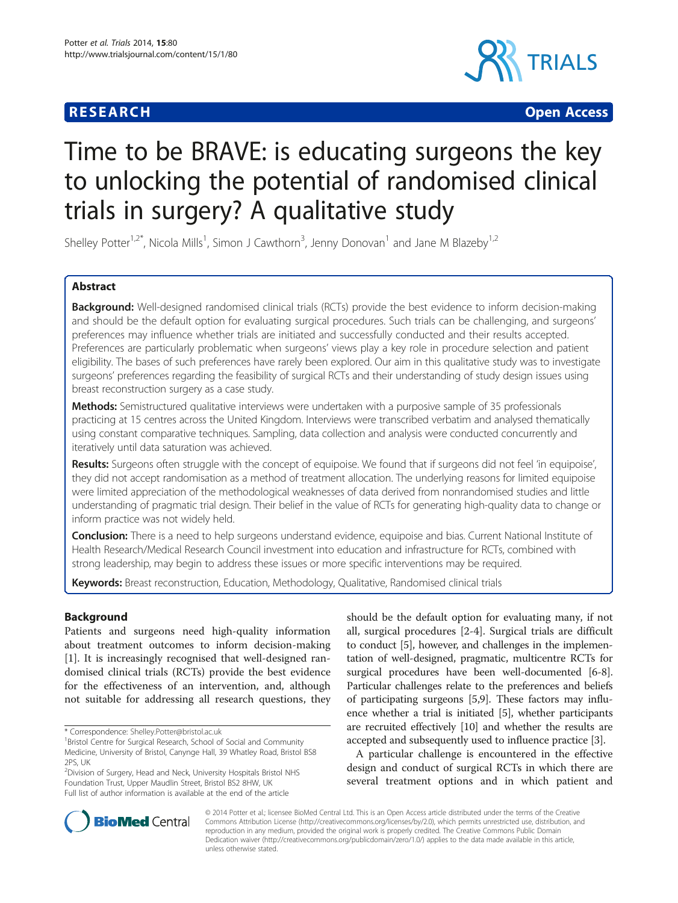**RESEARCH** **Open Access**

# Time to be BRAVE: is educating surgeons the key to unlocking the potential of randomised clinical trials in surgery? A qualitative study

Shelley Potter[1,2*], Nicola Mills[1], Simon J Cawthorn[3], Jenny Donovan[1] and Jane M Blazeby[1,2]

## Abstract

**Background:** Well-designed randomised clinical trials (RCTs) provide the best evidence to inform decision-making and should be the default option for evaluating surgical procedures. Such trials can be challenging, and surgeons' preferences may influence whether trials are initiated and successfully conducted and their results accepted. Preferences are particularly problematic when surgeons' views play a key role in procedure selection and patient eligibility. The bases of such preferences have rarely been explored. Our aim in this qualitative study was to investigate surgeons' preferences regarding the feasibility of surgical RCTs and their understanding of study design issues using breast reconstruction surgery as a case study.

**Methods:** Semistructured qualitative interviews were undertaken with a purposive sample of 35 professionals practicing at 15 centres across the United Kingdom. Interviews were transcribed verbatim and analysed thematically using constant comparative techniques. Sampling, data collection and analysis were conducted concurrently and iteratively until data saturation was achieved.

**Results:** Surgeons often struggle with the concept of equipoise. We found that if surgeons did not feel 'in equipoise', they did not accept randomisation as a method of treatment allocation. The underlying reasons for limited equipoise were limited appreciation of the methodological weaknesses of data derived from nonrandomised studies and little understanding of pragmatic trial design. Their belief in the value of RCTs for generating high-quality data to change or inform practice was not widely held.

**Conclusion:** There is a need to help surgeons understand evidence, equipoise and bias. Current National Institute of Health Research/Medical Research Council investment into education and infrastructure for RCTs, combined with strong leadership, may begin to address these issues or more specific interventions may be required.

**Keywords:** Breast reconstruction, Education, Methodology, Qualitative, Randomised clinical trials

## Background

Patients and surgeons need high-quality information about treatment outcomes to inform decision-making [1]. It is increasingly recognised that well-designed randomised clinical trials (RCTs) provide the best evidence for the effectiveness of an intervention, and, although not suitable for addressing all research questions, they should be the default option for evaluating many, if not all, surgical procedures [2-4]. Surgical trials are difficult to conduct [5], however, and challenges in the implementation of well-designed, pragmatic, multicentre RCTs for surgical procedures have been well-documented [6-8]. Particular challenges relate to the preferences and beliefs of participating surgeons [5,9]. These factors may influence whether a trial is initiated [5], whether participants are recruited effectively [10] and whether the results are accepted and subsequently used to influence practice [3].

A particular challenge is encountered in the effective design and conduct of surgical RCTs in which there are several treatment options and in which patient and

\* Correspondence: Shelley.Potter@bristol.ac.uk
[1]Bristol Centre for Surgical Research, School of Social and Community Medicine, University of Bristol, Canynge Hall, 39 Whatley Road, Bristol BS8 2PS, UK
[2]Division of Surgery, Head and Neck, University Hospitals Bristol NHS Foundation Trust, Upper Maudlin Street, Bristol BS2 8HW, UK
Full list of author information is available at the end of the article

© 2014 Potter et al.; licensee BioMed Central Ltd. This is an Open Access article distributed under the terms of the Creative Commons Attribution License (http://creativecommons.org/licenses/by/2.0), which permits unrestricted use, distribution, and reproduction in any medium, provided the original work is properly credited. The Creative Commons Public Domain Dedication waiver (http://creativecommons.org/publicdomain/zero/1.0/) applies to the data made available in this article, unless otherwise stated.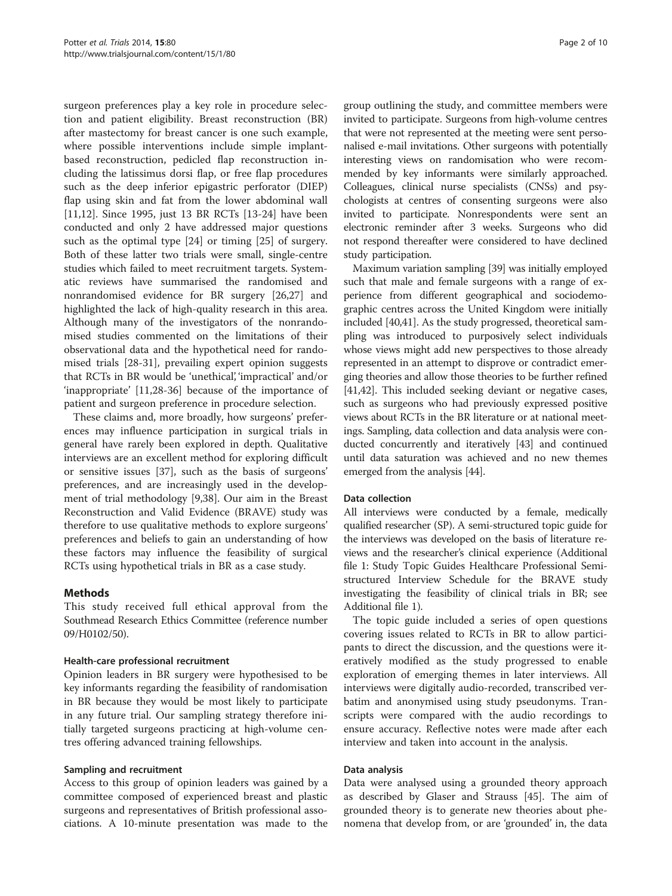surgeon preferences play a key role in procedure selection and patient eligibility. Breast reconstruction (BR) after mastectomy for breast cancer is one such example, where possible interventions include simple implant-based reconstruction, pedicled flap reconstruction including the latissimus dorsi flap, or free flap procedures such as the deep inferior epigastric perforator (DIEP) flap using skin and fat from the lower abdominal wall [11,12]. Since 1995, just 13 BR RCTs [13-24] have been conducted and only 2 have addressed major questions such as the optimal type [24] or timing [25] of surgery. Both of these latter two trials were small, single-centre studies which failed to meet recruitment targets. Systematic reviews have summarised the randomised and nonrandomised evidence for BR surgery [26,27] and highlighted the lack of high-quality research in this area. Although many of the investigators of the nonrandomised studies commented on the limitations of their observational data and the hypothetical need for randomised trials [28-31], prevailing expert opinion suggests that RCTs in BR would be 'unethical', 'impractical' and/or 'inappropriate' [11,28-36] because of the importance of patient and surgeon preference in procedure selection.

These claims and, more broadly, how surgeons' preferences may influence participation in surgical trials in general have rarely been explored in depth. Qualitative interviews are an excellent method for exploring difficult or sensitive issues [37], such as the basis of surgeons' preferences, and are increasingly used in the development of trial methodology [9,38]. Our aim in the Breast Reconstruction and Valid Evidence (BRAVE) study was therefore to use qualitative methods to explore surgeons' preferences and beliefs to gain an understanding of how these factors may influence the feasibility of surgical RCTs using hypothetical trials in BR as a case study.

## Methods

This study received full ethical approval from the Southmead Research Ethics Committee (reference number 09/H0102/50).

### Health-care professional recruitment

Opinion leaders in BR surgery were hypothesised to be key informants regarding the feasibility of randomisation in BR because they would be most likely to participate in any future trial. Our sampling strategy therefore initially targeted surgeons practicing at high-volume centres offering advanced training fellowships.

### Sampling and recruitment

Access to this group of opinion leaders was gained by a committee composed of experienced breast and plastic surgeons and representatives of British professional associations. A 10-minute presentation was made to the group outlining the study, and committee members were invited to participate. Surgeons from high-volume centres that were not represented at the meeting were sent personalised e-mail invitations. Other surgeons with potentially interesting views on randomisation who were recommended by key informants were similarly approached. Colleagues, clinical nurse specialists (CNSs) and psychologists at centres of consenting surgeons were also invited to participate. Nonrespondents were sent an electronic reminder after 3 weeks. Surgeons who did not respond thereafter were considered to have declined study participation.

Maximum variation sampling [39] was initially employed such that male and female surgeons with a range of experience from different geographical and sociodemographic centres across the United Kingdom were initially included [40,41]. As the study progressed, theoretical sampling was introduced to purposively select individuals whose views might add new perspectives to those already represented in an attempt to disprove or contradict emerging theories and allow those theories to be further refined [41,42]. This included seeking deviant or negative cases, such as surgeons who had previously expressed positive views about RCTs in the BR literature or at national meetings. Sampling, data collection and data analysis were conducted concurrently and iteratively [43] and continued until data saturation was achieved and no new themes emerged from the analysis [44].

### Data collection

All interviews were conducted by a female, medically qualified researcher (SP). A semi-structured topic guide for the interviews was developed on the basis of literature reviews and the researcher's clinical experience (Additional file 1: Study Topic Guides Healthcare Professional Semi-structured Interview Schedule for the BRAVE study investigating the feasibility of clinical trials in BR; see Additional file 1).

The topic guide included a series of open questions covering issues related to RCTs in BR to allow participants to direct the discussion, and the questions were iteratively modified as the study progressed to enable exploration of emerging themes in later interviews. All interviews were digitally audio-recorded, transcribed verbatim and anonymised using study pseudonyms. Transcripts were compared with the audio recordings to ensure accuracy. Reflective notes were made after each interview and taken into account in the analysis.

### Data analysis

Data were analysed using a grounded theory approach as described by Glaser and Strauss [45]. The aim of grounded theory is to generate new theories about phenomena that develop from, or are 'grounded' in, the data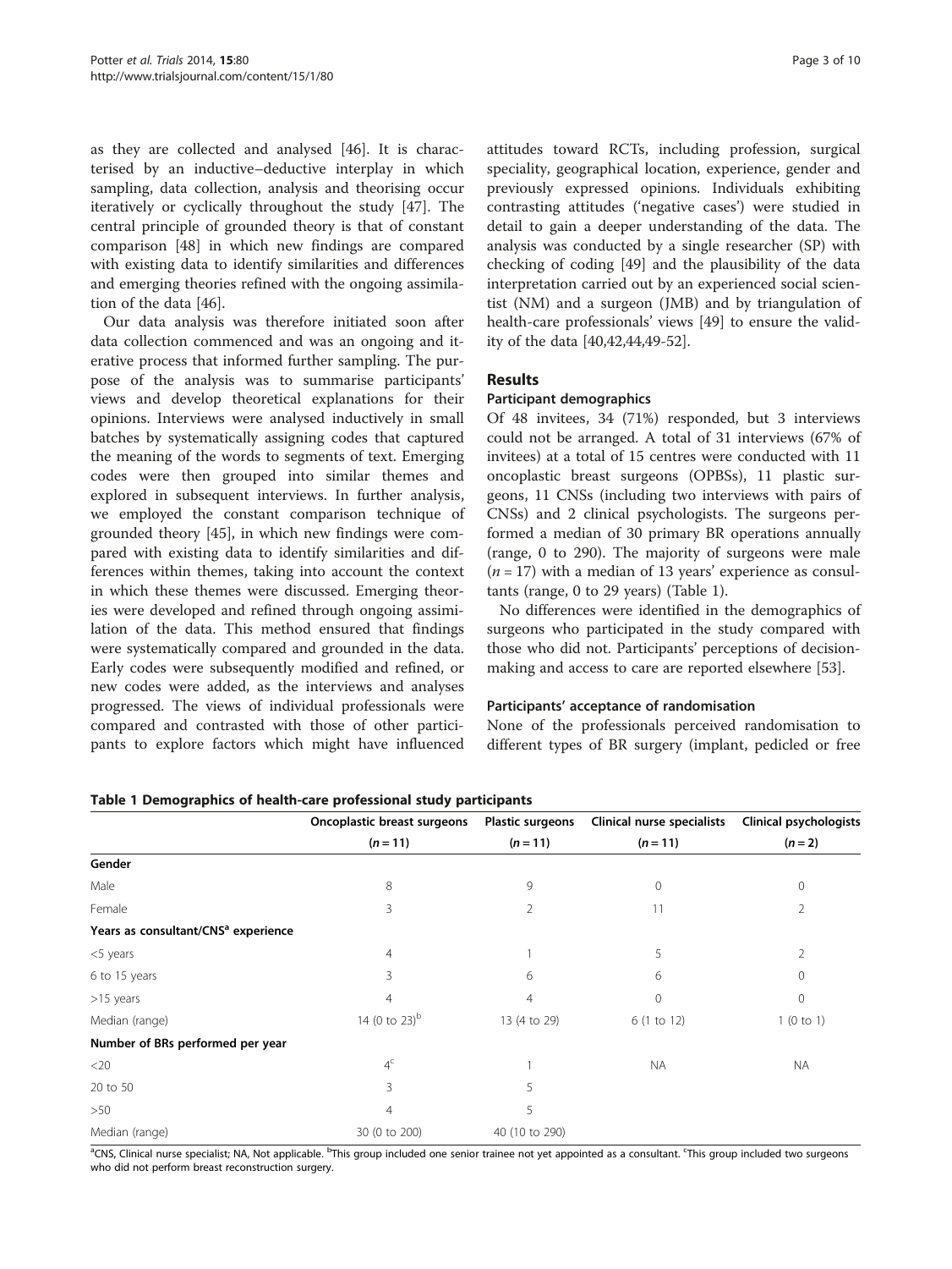as they are collected and analysed [46]. It is characterised by an inductive–deductive interplay in which sampling, data collection, analysis and theorising occur iteratively or cyclically throughout the study [47]. The central principle of grounded theory is that of constant comparison [48] in which new findings are compared with existing data to identify similarities and differences and emerging theories refined with the ongoing assimilation of the data [46].

Our data analysis was therefore initiated soon after data collection commenced and was an ongoing and iterative process that informed further sampling. The purpose of the analysis was to summarise participants' views and develop theoretical explanations for their opinions. Interviews were analysed inductively in small batches by systematically assigning codes that captured the meaning of the words to segments of text. Emerging codes were then grouped into similar themes and explored in subsequent interviews. In further analysis, we employed the constant comparison technique of grounded theory [45], in which new findings were compared with existing data to identify similarities and differences within themes, taking into account the context in which these themes were discussed. Emerging theories were developed and refined through ongoing assimilation of the data. This method ensured that findings were systematically compared and grounded in the data. Early codes were subsequently modified and refined, or new codes were added, as the interviews and analyses progressed. The views of individual professionals were compared and contrasted with those of other participants to explore factors which might have influenced attitudes toward RCTs, including profession, surgical speciality, geographical location, experience, gender and previously expressed opinions. Individuals exhibiting contrasting attitudes ('negative cases') were studied in detail to gain a deeper understanding of the data. The analysis was conducted by a single researcher (SP) with checking of coding [49] and the plausibility of the data interpretation carried out by an experienced social scientist (NM) and a surgeon (JMB) and by triangulation of health-care professionals' views [49] to ensure the validity of the data [40,42,44,49-52].

## Results

### Participant demographics

Of 48 invitees, 34 (71%) responded, but 3 interviews could not be arranged. A total of 31 interviews (67% of invitees) at a total of 15 centres were conducted with 11 oncoplastic breast surgeons (OPBSs), 11 plastic surgeons, 11 CNSs (including two interviews with pairs of CNSs) and 2 clinical psychologists. The surgeons performed a median of 30 primary BR operations annually (range, 0 to 290). The majority of surgeons were male ($n = 17$) with a median of 13 years' experience as consultants (range, 0 to 29 years) (Table 1).

No differences were identified in the demographics of surgeons who participated in the study compared with those who did not. Participants' perceptions of decision-making and access to care are reported elsewhere [53].

### Participants' acceptance of randomisation

None of the professionals perceived randomisation to different types of BR surgery (implant, pedicled or free

**Table 1 Demographics of health-care professional study participants**

| | Oncoplastic breast surgeons ($n = 11$) | Plastic surgeons ($n = 11$) | Clinical nurse specialists ($n = 11$) | Clinical psychologists ($n = 2$) |
|---|---|---|---|---|
| **Gender** | | | | |
| Male | 8 | 9 | 0 | 0 |
| Female | 3 | 2 | 11 | 2 |
| **Years as consultant/CNS[a] experience** | | | | |
| <5 years | 4 | 1 | 5 | 2 |
| 6 to 15 years | 3 | 6 | 6 | 0 |
| >15 years | 4 | 4 | 0 | 0 |
| Median (range) | 14 (0 to 23)[b] | 13 (4 to 29) | 6 (1 to 12) | 1 (0 to 1) |
| **Number of BRs performed per year** | | | | |
| <20 | 4[c] | 1 | NA | NA |
| 20 to 50 | 3 | 5 | | |
| >50 | 4 | 5 | | |
| Median (range) | 30 (0 to 200) | 40 (10 to 290) | | |

[a]CNS, Clinical nurse specialist; NA, Not applicable. [b]This group included one senior trainee not yet appointed as a consultant. [c]This group included two surgeons who did not perform breast reconstruction surgery.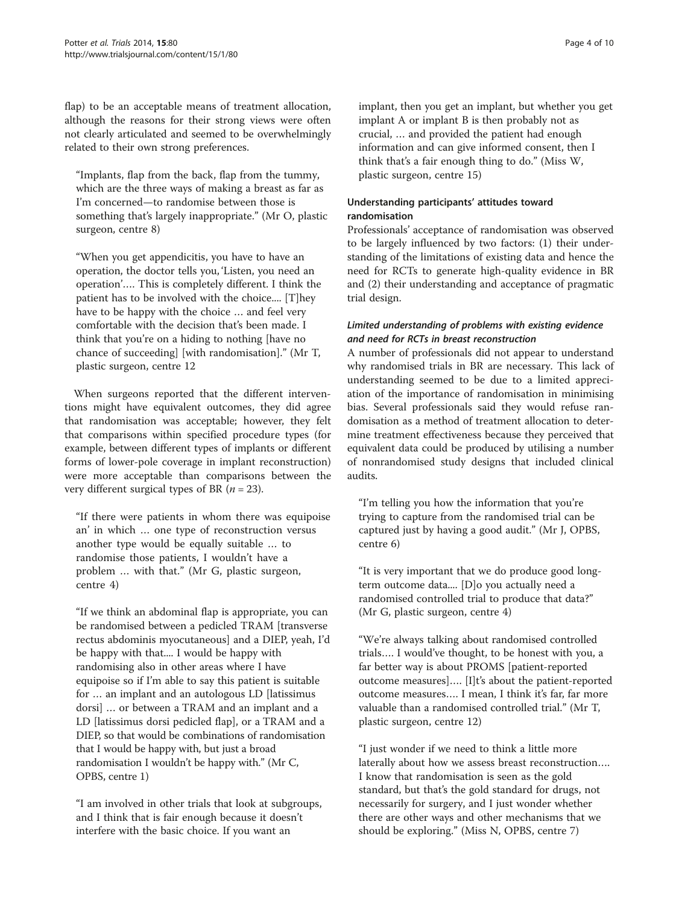flap) to be an acceptable means of treatment allocation, although the reasons for their strong views were often not clearly articulated and seemed to be overwhelmingly related to their own strong preferences.

> "Implants, flap from the back, flap from the tummy, which are the three ways of making a breast as far as I'm concerned—to randomise between those is something that's largely inappropriate." (Mr O, plastic surgeon, centre 8)

> "When you get appendicitis, you have to have an operation, the doctor tells you,'Listen, you need an operation'.... This is completely different. I think the patient has to be involved with the choice.... [T]hey have to be happy with the choice … and feel very comfortable with the decision that's been made. I think that you're on a hiding to nothing [have no chance of succeeding] [with randomisation]." (Mr T, plastic surgeon, centre 12

When surgeons reported that the different interventions might have equivalent outcomes, they did agree that randomisation was acceptable; however, they felt that comparisons within specified procedure types (for example, between different types of implants or different forms of lower-pole coverage in implant reconstruction) were more acceptable than comparisons between the very different surgical types of BR ($n = 23$).

> "If there were patients in whom there was equipoise an' in which … one type of reconstruction versus another type would be equally suitable … to randomise those patients, I wouldn't have a problem … with that." (Mr G, plastic surgeon, centre 4)

> "If we think an abdominal flap is appropriate, you can be randomised between a pedicled TRAM [transverse rectus abdominis myocutaneous] and a DIEP, yeah, I'd be happy with that.... I would be happy with randomising also in other areas where I have equipoise so if I'm able to say this patient is suitable for … an implant and an autologous LD [latissimus dorsi] … or between a TRAM and an implant and a LD [latissimus dorsi pedicled flap], or a TRAM and a DIEP, so that would be combinations of randomisation that I would be happy with, but just a broad randomisation I wouldn't be happy with." (Mr C, OPBS, centre 1)

> "I am involved in other trials that look at subgroups, and I think that is fair enough because it doesn't interfere with the basic choice. If you want an implant, then you get an implant, but whether you get implant A or implant B is then probably not as crucial, … and provided the patient had enough information and can give informed consent, then I think that's a fair enough thing to do." (Miss W, plastic surgeon, centre 15)

### Understanding participants' attitudes toward randomisation

Professionals' acceptance of randomisation was observed to be largely influenced by two factors: (1) their understanding of the limitations of existing data and hence the need for RCTs to generate high-quality evidence in BR and (2) their understanding and acceptance of pragmatic trial design.

#### *Limited understanding of problems with existing evidence and need for RCTs in breast reconstruction*

A number of professionals did not appear to understand why randomised trials in BR are necessary. This lack of understanding seemed to be due to a limited appreciation of the importance of randomisation in minimising bias. Several professionals said they would refuse randomisation as a method of treatment allocation to determine treatment effectiveness because they perceived that equivalent data could be produced by utilising a number of nonrandomised study designs that included clinical audits.

> "I'm telling you how the information that you're trying to capture from the randomised trial can be captured just by having a good audit." (Mr J, OPBS, centre 6)

> "It is very important that we do produce good long-term outcome data.... [D]o you actually need a randomised controlled trial to produce that data?" (Mr G, plastic surgeon, centre 4)

> "We're always talking about randomised controlled trials…. I would've thought, to be honest with you, a far better way is about PROMS [patient-reported outcome measures]…. [I]t's about the patient-reported outcome measures…. I mean, I think it's far, far more valuable than a randomised controlled trial." (Mr T, plastic surgeon, centre 12)

> "I just wonder if we need to think a little more laterally about how we assess breast reconstruction…. I know that randomisation is seen as the gold standard, but that's the gold standard for drugs, not necessarily for surgery, and I just wonder whether there are other ways and other mechanisms that we should be exploring." (Miss N, OPBS, centre 7)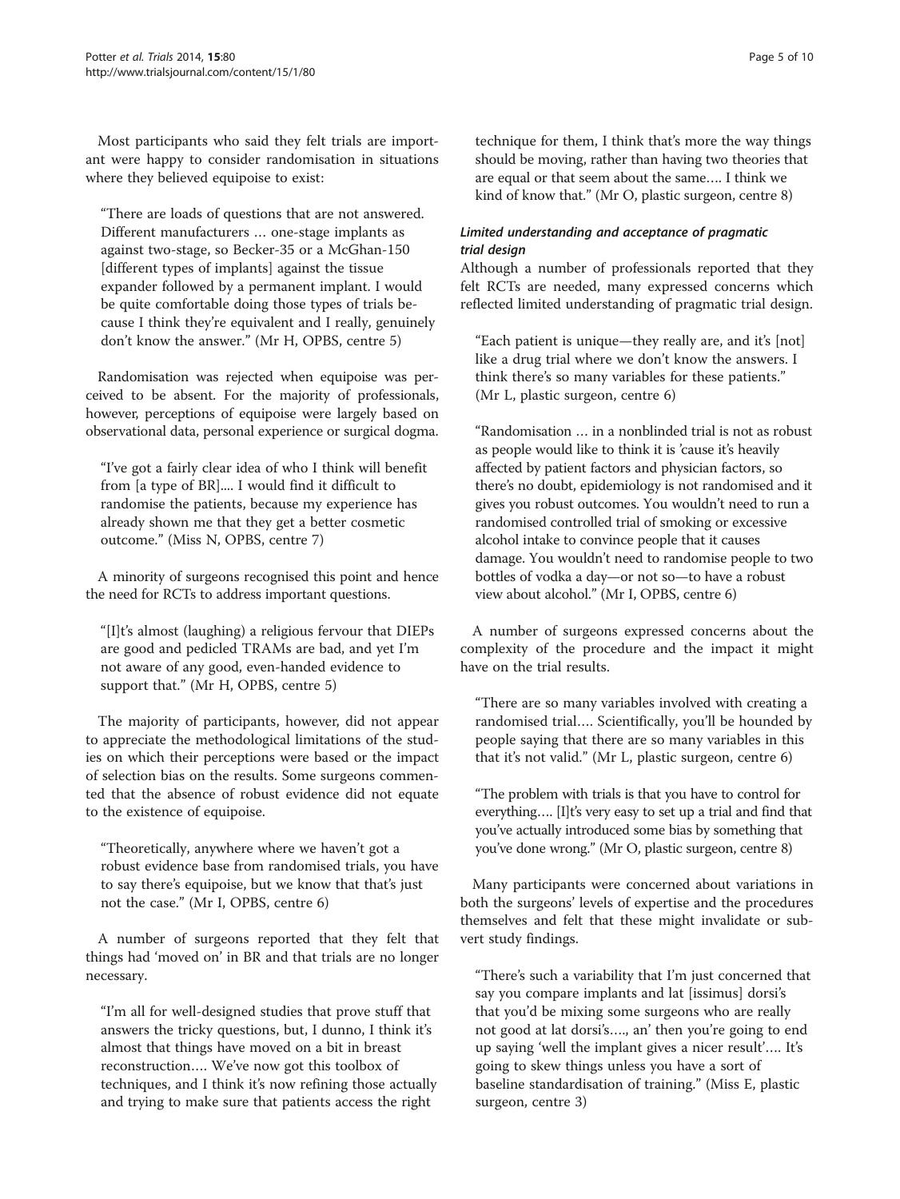Most participants who said they felt trials are important were happy to consider randomisation in situations where they believed equipoise to exist:

> "There are loads of questions that are not answered. Different manufacturers … one-stage implants as against two-stage, so Becker-35 or a McGhan-150 [different types of implants] against the tissue expander followed by a permanent implant. I would be quite comfortable doing those types of trials because I think they're equivalent and I really, genuinely don't know the answer." (Mr H, OPBS, centre 5)

Randomisation was rejected when equipoise was perceived to be absent. For the majority of professionals, however, perceptions of equipoise were largely based on observational data, personal experience or surgical dogma.

> "I've got a fairly clear idea of who I think will benefit from [a type of BR].... I would find it difficult to randomise the patients, because my experience has already shown me that they get a better cosmetic outcome." (Miss N, OPBS, centre 7)

A minority of surgeons recognised this point and hence the need for RCTs to address important questions.

> "[I]t's almost (laughing) a religious fervour that DIEPs are good and pedicled TRAMs are bad, and yet I'm not aware of any good, even-handed evidence to support that." (Mr H, OPBS, centre 5)

The majority of participants, however, did not appear to appreciate the methodological limitations of the studies on which their perceptions were based or the impact of selection bias on the results. Some surgeons commented that the absence of robust evidence did not equate to the existence of equipoise.

> "Theoretically, anywhere where we haven't got a robust evidence base from randomised trials, you have to say there's equipoise, but we know that that's just not the case." (Mr I, OPBS, centre 6)

A number of surgeons reported that they felt that things had 'moved on' in BR and that trials are no longer necessary.

> "I'm all for well-designed studies that prove stuff that answers the tricky questions, but, I dunno, I think it's almost that things have moved on a bit in breast reconstruction…. We've now got this toolbox of techniques, and I think it's now refining those actually and trying to make sure that patients access the right technique for them, I think that's more the way things should be moving, rather than having two theories that are equal or that seem about the same…. I think we kind of know that." (Mr O, plastic surgeon, centre 8)

#### *Limited understanding and acceptance of pragmatic trial design*

Although a number of professionals reported that they felt RCTs are needed, many expressed concerns which reflected limited understanding of pragmatic trial design.

> "Each patient is unique—they really are, and it's [not] like a drug trial where we don't know the answers. I think there's so many variables for these patients." (Mr L, plastic surgeon, centre 6)

> "Randomisation … in a nonblinded trial is not as robust as people would like to think it is 'cause it's heavily affected by patient factors and physician factors, so there's no doubt, epidemiology is not randomised and it gives you robust outcomes. You wouldn't need to run a randomised controlled trial of smoking or excessive alcohol intake to convince people that it causes damage. You wouldn't need to randomise people to two bottles of vodka a day—or not so—to have a robust view about alcohol." (Mr I, OPBS, centre 6)

A number of surgeons expressed concerns about the complexity of the procedure and the impact it might have on the trial results.

> "There are so many variables involved with creating a randomised trial…. Scientifically, you'll be hounded by people saying that there are so many variables in this that it's not valid." (Mr L, plastic surgeon, centre 6)

> "The problem with trials is that you have to control for everything…. [I]t's very easy to set up a trial and find that you've actually introduced some bias by something that you've done wrong." (Mr O, plastic surgeon, centre 8)

Many participants were concerned about variations in both the surgeons' levels of expertise and the procedures themselves and felt that these might invalidate or subvert study findings.

> "There's such a variability that I'm just concerned that say you compare implants and lat [issimus] dorsi's that you'd be mixing some surgeons who are really not good at lat dorsi's…., an' then you're going to end up saying 'well the implant gives a nicer result'…. It's going to skew things unless you have a sort of baseline standardisation of training." (Miss E, plastic surgeon, centre 3)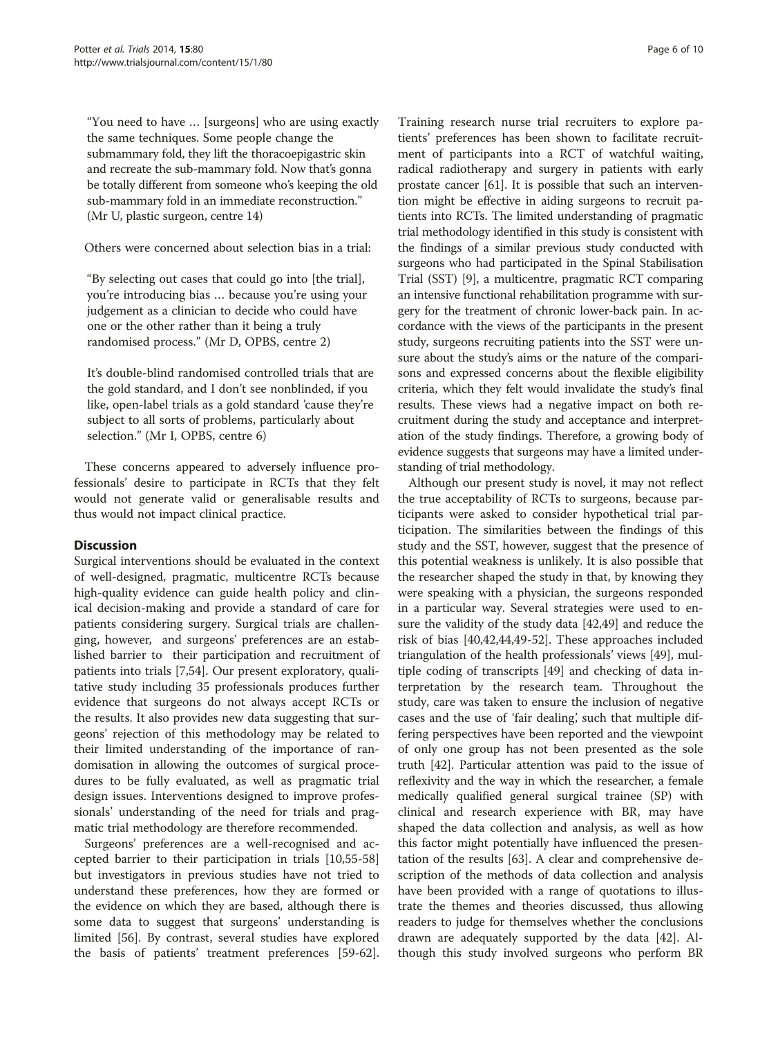"You need to have … [surgeons] who are using exactly the same techniques. Some people change the submammary fold, they lift the thoracoepigastric skin and recreate the sub-mammary fold. Now that's gonna be totally different from someone who's keeping the old sub-mammary fold in an immediate reconstruction." (Mr U, plastic surgeon, centre 14)

Others were concerned about selection bias in a trial:

"By selecting out cases that could go into [the trial], you're introducing bias … because you're using your judgement as a clinician to decide who could have one or the other rather than it being a truly randomised process." (Mr D, OPBS, centre 2)

It's double-blind randomised controlled trials that are the gold standard, and I don't see nonblinded, if you like, open-label trials as a gold standard 'cause they're subject to all sorts of problems, particularly about selection." (Mr I, OPBS, centre 6)

These concerns appeared to adversely influence professionals' desire to participate in RCTs that they felt would not generate valid or generalisable results and thus would not impact clinical practice.

## Discussion

Surgical interventions should be evaluated in the context of well-designed, pragmatic, multicentre RCTs because high-quality evidence can guide health policy and clinical decision-making and provide a standard of care for patients considering surgery. Surgical trials are challenging, however, and surgeons' preferences are an established barrier to their participation and recruitment of patients into trials [7,54]. Our present exploratory, qualitative study including 35 professionals produces further evidence that surgeons do not always accept RCTs or the results. It also provides new data suggesting that surgeons' rejection of this methodology may be related to their limited understanding of the importance of randomisation in allowing the outcomes of surgical procedures to be fully evaluated, as well as pragmatic trial design issues. Interventions designed to improve professionals' understanding of the need for trials and pragmatic trial methodology are therefore recommended.

Surgeons' preferences are a well-recognised and accepted barrier to their participation in trials [10,55-58] but investigators in previous studies have not tried to understand these preferences, how they are formed or the evidence on which they are based, although there is some data to suggest that surgeons' understanding is limited [56]. By contrast, several studies have explored the basis of patients' treatment preferences [59-62]. Training research nurse trial recruiters to explore patients' preferences has been shown to facilitate recruitment of participants into a RCT of watchful waiting, radical radiotherapy and surgery in patients with early prostate cancer [61]. It is possible that such an intervention might be effective in aiding surgeons to recruit patients into RCTs. The limited understanding of pragmatic trial methodology identified in this study is consistent with the findings of a similar previous study conducted with surgeons who had participated in the Spinal Stabilisation Trial (SST) [9], a multicentre, pragmatic RCT comparing an intensive functional rehabilitation programme with surgery for the treatment of chronic lower-back pain. In accordance with the views of the participants in the present study, surgeons recruiting patients into the SST were unsure about the study's aims or the nature of the comparisons and expressed concerns about the flexible eligibility criteria, which they felt would invalidate the study's final results. These views had a negative impact on both recruitment during the study and acceptance and interpretation of the study findings. Therefore, a growing body of evidence suggests that surgeons may have a limited understanding of trial methodology.

Although our present study is novel, it may not reflect the true acceptability of RCTs to surgeons, because participants were asked to consider hypothetical trial participation. The similarities between the findings of this study and the SST, however, suggest that the presence of this potential weakness is unlikely. It is also possible that the researcher shaped the study in that, by knowing they were speaking with a physician, the surgeons responded in a particular way. Several strategies were used to ensure the validity of the study data [42,49] and reduce the risk of bias [40,42,44,49-52]. These approaches included triangulation of the health professionals' views [49], multiple coding of transcripts [49] and checking of data interpretation by the research team. Throughout the study, care was taken to ensure the inclusion of negative cases and the use of 'fair dealing', such that multiple differing perspectives have been reported and the viewpoint of only one group has not been presented as the sole truth [42]. Particular attention was paid to the issue of reflexivity and the way in which the researcher, a female medically qualified general surgical trainee (SP) with clinical and research experience with BR, may have shaped the data collection and analysis, as well as how this factor might potentially have influenced the presentation of the results [63]. A clear and comprehensive description of the methods of data collection and analysis have been provided with a range of quotations to illustrate the themes and theories discussed, thus allowing readers to judge for themselves whether the conclusions drawn are adequately supported by the data [42]. Although this study involved surgeons who perform BR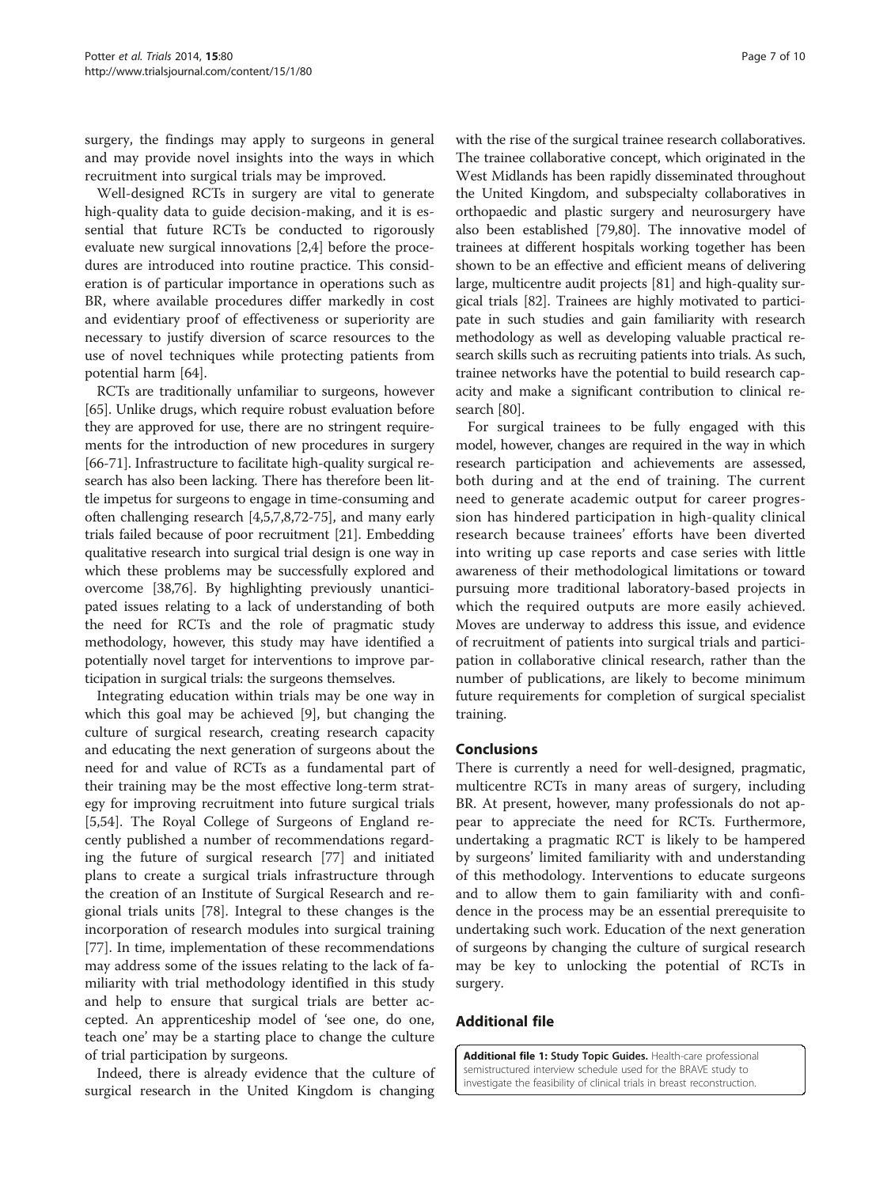surgery, the findings may apply to surgeons in general and may provide novel insights into the ways in which recruitment into surgical trials may be improved.

Well-designed RCTs in surgery are vital to generate high-quality data to guide decision-making, and it is essential that future RCTs be conducted to rigorously evaluate new surgical innovations [2,4] before the procedures are introduced into routine practice. This consideration is of particular importance in operations such as BR, where available procedures differ markedly in cost and evidentiary proof of effectiveness or superiority are necessary to justify diversion of scarce resources to the use of novel techniques while protecting patients from potential harm [64].

RCTs are traditionally unfamiliar to surgeons, however [65]. Unlike drugs, which require robust evaluation before they are approved for use, there are no stringent requirements for the introduction of new procedures in surgery [66-71]. Infrastructure to facilitate high-quality surgical research has also been lacking. There has therefore been little impetus for surgeons to engage in time-consuming and often challenging research [4,5,7,8,72-75], and many early trials failed because of poor recruitment [21]. Embedding qualitative research into surgical trial design is one way in which these problems may be successfully explored and overcome [38,76]. By highlighting previously unanticipated issues relating to a lack of understanding of both the need for RCTs and the role of pragmatic study methodology, however, this study may have identified a potentially novel target for interventions to improve participation in surgical trials: the surgeons themselves.

Integrating education within trials may be one way in which this goal may be achieved [9], but changing the culture of surgical research, creating research capacity and educating the next generation of surgeons about the need for and value of RCTs as a fundamental part of their training may be the most effective long-term strategy for improving recruitment into future surgical trials [5,54]. The Royal College of Surgeons of England recently published a number of recommendations regarding the future of surgical research [77] and initiated plans to create a surgical trials infrastructure through the creation of an Institute of Surgical Research and regional trials units [78]. Integral to these changes is the incorporation of research modules into surgical training [77]. In time, implementation of these recommendations may address some of the issues relating to the lack of familiarity with trial methodology identified in this study and help to ensure that surgical trials are better accepted. An apprenticeship model of 'see one, do one, teach one' may be a starting place to change the culture of trial participation by surgeons.

Indeed, there is already evidence that the culture of surgical research in the United Kingdom is changing with the rise of the surgical trainee research collaboratives. The trainee collaborative concept, which originated in the West Midlands has been rapidly disseminated throughout the United Kingdom, and subspecialty collaboratives in orthopaedic and plastic surgery and neurosurgery have also been established [79,80]. The innovative model of trainees at different hospitals working together has been shown to be an effective and efficient means of delivering large, multicentre audit projects [81] and high-quality surgical trials [82]. Trainees are highly motivated to participate in such studies and gain familiarity with research methodology as well as developing valuable practical research skills such as recruiting patients into trials. As such, trainee networks have the potential to build research capacity and make a significant contribution to clinical research [80].

For surgical trainees to be fully engaged with this model, however, changes are required in the way in which research participation and achievements are assessed, both during and at the end of training. The current need to generate academic output for career progression has hindered participation in high-quality clinical research because trainees' efforts have been diverted into writing up case reports and case series with little awareness of their methodological limitations or toward pursuing more traditional laboratory-based projects in which the required outputs are more easily achieved. Moves are underway to address this issue, and evidence of recruitment of patients into surgical trials and participation in collaborative clinical research, rather than the number of publications, are likely to become minimum future requirements for completion of surgical specialist training.

## Conclusions

There is currently a need for well-designed, pragmatic, multicentre RCTs in many areas of surgery, including BR. At present, however, many professionals do not appear to appreciate the need for RCTs. Furthermore, undertaking a pragmatic RCT is likely to be hampered by surgeons' limited familiarity with and understanding of this methodology. Interventions to educate surgeons and to allow them to gain familiarity with and confidence in the process may be an essential prerequisite to undertaking such work. Education of the next generation of surgeons by changing the culture of surgical research may be key to unlocking the potential of RCTs in surgery.

## Additional file

**Additional file 1: Study Topic Guides.** Health-care professional semistructured interview schedule used for the BRAVE study to investigate the feasibility of clinical trials in breast reconstruction.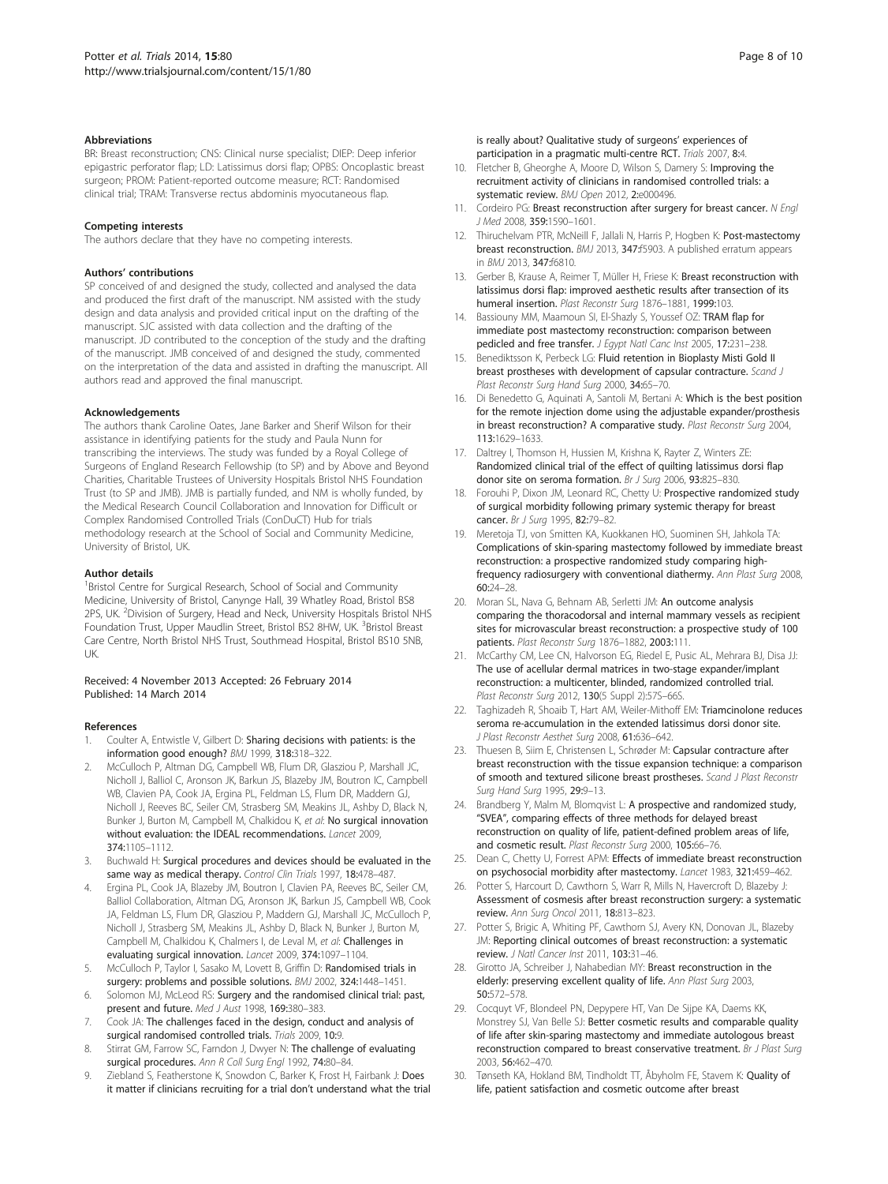#### Abbreviations

BR: Breast reconstruction; CNS: Clinical nurse specialist; DIEP: Deep inferior epigastric perforator flap; LD: Latissimus dorsi flap; OPBS: Oncoplastic breast surgeon; PROM: Patient-reported outcome measure; RCT: Randomised clinical trial; TRAM: Transverse rectus abdominis myocutaneous flap.

#### Competing interests

The authors declare that they have no competing interests.

#### Authors' contributions

SP conceived of and designed the study, collected and analysed the data and produced the first draft of the manuscript. NM assisted with the study design and data analysis and provided critical input on the drafting of the manuscript. SJC assisted with data collection and the drafting of the manuscript. JD contributed to the conception of the study and the drafting of the manuscript. JMB conceived of and designed the study, commented on the interpretation of the data and assisted in drafting the manuscript. All authors read and approved the final manuscript.

#### Acknowledgements

The authors thank Caroline Oates, Jane Barker and Sherif Wilson for their assistance in identifying patients for the study and Paula Nunn for transcribing the interviews. The study was funded by a Royal College of Surgeons of England Research Fellowship (to SP) and by Above and Beyond Charities, Charitable Trustees of University Hospitals Bristol NHS Foundation Trust (to SP and JMB). JMB is partially funded, and NM is wholly funded, by the Medical Research Council Collaboration and Innovation for Difficult or Complex Randomised Controlled Trials (ConDuCT) Hub for trials methodology research at the School of Social and Community Medicine, University of Bristol, UK.

#### Author details

[1]Bristol Centre for Surgical Research, School of Social and Community Medicine, University of Bristol, Canynge Hall, 39 Whatley Road, Bristol BS8 2PS, UK. [2]Division of Surgery, Head and Neck, University Hospitals Bristol NHS Foundation Trust, Upper Maudlin Street, Bristol BS2 8HW, UK. [3]Bristol Breast Care Centre, North Bristol NHS Trust, Southmead Hospital, Bristol BS10 5NB, UK.

Received: 4 November 2013 Accepted: 26 February 2014
Published: 14 March 2014

#### References

1. Coulter A, Entwistle V, Gilbert D: **Sharing decisions with patients: is the information good enough?** *BMJ* 1999, **318**:318–322.
2. McCulloch P, Altman DG, Campbell WB, Flum DR, Glasziou P, Marshall JC, Nicholl J, Balliol C, Aronson JK, Barkun JS, Blazeby JM, Boutron IC, Campbell WB, Clavien PA, Cook JA, Ergina PL, Feldman LS, Flum DR, Maddern GJ, Nicholl J, Reeves BC, Seiler CM, Strasberg SM, Meakins JL, Ashby D, Black N, Bunker J, Burton M, Campbell M, Chalkidou K, *et al*: **No surgical innovation without evaluation: the IDEAL recommendations.** *Lancet* 2009, **374**:1105–1112.
3. Buchwald H: **Surgical procedures and devices should be evaluated in the same way as medical therapy.** *Control Clin Trials* 1997, **18**:478–487.
4. Ergina PL, Cook JA, Blazeby JM, Boutron I, Clavien PA, Reeves BC, Seiler CM, Balliol Collaboration, Altman DG, Aronson JK, Barkun JS, Campbell WB, Cook JA, Feldman LS, Flum DR, Glasziou P, Maddern GJ, Marshall JC, McCulloch P, Nicholl J, Strasberg SM, Meakins JL, Ashby D, Black N, Bunker J, Burton M, Campbell M, Chalkidou K, Chalmers I, de Leval M, *et al*: **Challenges in evaluating surgical innovation.** *Lancet* 2009, **374**:1097–1104.
5. McCulloch P, Taylor I, Sasako M, Lovett B, Griffin D: **Randomised trials in surgery: problems and possible solutions.** *BMJ* 2002, **324**:1448–1451.
6. Solomon MJ, McLeod RS: **Surgery and the randomised clinical trial: past, present and future.** *Med J Aust* 1998, **169**:380–383.
7. Cook JA: **The challenges faced in the design, conduct and analysis of surgical randomised controlled trials.** *Trials* 2009, **10**:9.
8. Stirrat GM, Farrow SC, Farndon J, Dwyer N: **The challenge of evaluating surgical procedures.** *Ann R Coll Surg Engl* 1992, **74**:80–84.
9. Ziebland S, Featherstone K, Snowdon C, Barker K, Frost H, Fairbank J: **Does it matter if clinicians recruiting for a trial don't understand what the trial is really about? Qualitative study of surgeons' experiences of participation in a pragmatic multi-centre RCT.** *Trials* 2007, **8**:4.
10. Fletcher B, Gheorghe A, Moore D, Wilson S, Damery S: **Improving the recruitment activity of clinicians in randomised controlled trials: a systematic review.** *BMJ Open* 2012, **2**:e000496.
11. Cordeiro PG: **Breast reconstruction after surgery for breast cancer.** *N Engl J Med* 2008, **359**:1590–1601.
12. Thiruchelvam PTR, McNeill F, Jallali N, Harris P, Hogben K: **Post-mastectomy breast reconstruction.** *BMJ* 2013, **347**:f5903. A published erratum appears in *BMJ* 2013, **347**:f6810.
13. Gerber B, Krause A, Reimer T, Müller H, Friese K: **Breast reconstruction with latissimus dorsi flap: improved aesthetic results after transection of its humeral insertion.** *Plast Reconstr Surg* 1876–1881, **1999**:103.
14. Bassiouny MM, Maamoun SI, El-Shazly S, Youssef OZ: **TRAM flap for immediate post mastectomy reconstruction: comparison between pedicled and free transfer.** *J Egypt Natl Canc Inst* 2005, **17**:231–238.
15. Benediktsson K, Perbeck LG: **Fluid retention in Bioplasty Misti Gold II breast prostheses with development of capsular contracture.** *Scand J Plast Reconstr Surg Hand Surg* 2000, **34**:65–70.
16. Di Benedetto G, Aquinati A, Santoli M, Bertani A: **Which is the best position for the remote injection dome using the adjustable expander/prosthesis in breast reconstruction? A comparative study.** *Plast Reconstr Surg* 2004, **113**:1629–1633.
17. Daltrey I, Thomson H, Hussien M, Krishna K, Rayter Z, Winters ZE: **Randomized clinical trial of the effect of quilting latissimus dorsi flap donor site on seroma formation.** *Br J Surg* 2006, **93**:825–830.
18. Forouhi P, Dixon JM, Leonard RC, Chetty U: **Prospective randomized study of surgical morbidity following primary systemic therapy for breast cancer.** *Br J Surg* 1995, **82**:79–82.
19. Meretoja TJ, von Smitten KA, Kuokkanen HO, Suominen SH, Jahkola TA: **Complications of skin-sparing mastectomy followed by immediate breast reconstruction: a prospective randomized study comparing high-frequency radiosurgery with conventional diathermy.** *Ann Plast Surg* 2008, **60**:24–28.
20. Moran SL, Nava G, Behnam AB, Serletti JM: **An outcome analysis comparing the thoracodorsal and internal mammary vessels as recipient sites for microvascular breast reconstruction: a prospective study of 100 patients.** *Plast Reconstr Surg* 1876–1882, **2003**:111.
21. McCarthy CM, Lee CN, Halvorson EG, Riedel E, Pusic AL, Mehrara BJ, Disa JJ: **The use of acellular dermal matrices in two-stage expander/implant reconstruction: a multicenter, blinded, randomized controlled trial.** *Plast Reconstr Surg* 2012, **130**(5 Suppl 2):57S–66S.
22. Taghizadeh R, Shoaib T, Hart AM, Weiler-Mithoff EM: **Triamcinolone reduces seroma re-accumulation in the extended latissimus dorsi donor site.** *J Plast Reconstr Aesthet Surg* 2008, **61**:636–642.
23. Thuesen B, Siim E, Christensen L, Schrøder M: **Capsular contracture after breast reconstruction with the tissue expansion technique: a comparison of smooth and textured silicone breast prostheses.** *Scand J Plast Reconstr Surg Hand Surg* 1995, **29**:9–13.
24. Brandberg Y, Malm M, Blomqvist L: **A prospective and randomized study, "SVEA", comparing effects of three methods for delayed breast reconstruction on quality of life, patient-defined problem areas of life, and cosmetic result.** *Plast Reconstr Surg* 2000, **105**:66–76.
25. Dean C, Chetty U, Forrest APM: **Effects of immediate breast reconstruction on psychosocial morbidity after mastectomy.** *Lancet* 1983, **321**:459–462.
26. Potter S, Harcourt D, Cawthorn S, Warr R, Mills N, Havercroft D, Blazeby J: **Assessment of cosmesis after breast reconstruction surgery: a systematic review.** *Ann Surg Oncol* 2011, **18**:813–823.
27. Potter S, Brigic A, Whiting PF, Cawthorn SJ, Avery KN, Donovan JL, Blazeby JM: **Reporting clinical outcomes of breast reconstruction: a systematic review.** *J Natl Cancer Inst* 2011, **103**:31–46.
28. Girotto JA, Schreiber J, Nahabedian MY: **Breast reconstruction in the elderly: preserving excellent quality of life.** *Ann Plast Surg* 2003, **50**:572–578.
29. Cocquyt VF, Blondeel PN, Depypere HT, Van De Sijpe KA, Daems KK, Monstrey SJ, Van Belle SJ: **Better cosmetic results and comparable quality of life after skin-sparing mastectomy and immediate autologous breast reconstruction compared to breast conservative treatment.** *Br J Plast Surg* 2003, **56**:462–470.
30. Tønseth KA, Hokland BM, Tindholdt TT, Åbyholm FE, Stavem K: **Quality of life, patient satisfaction and cosmetic outcome after breast**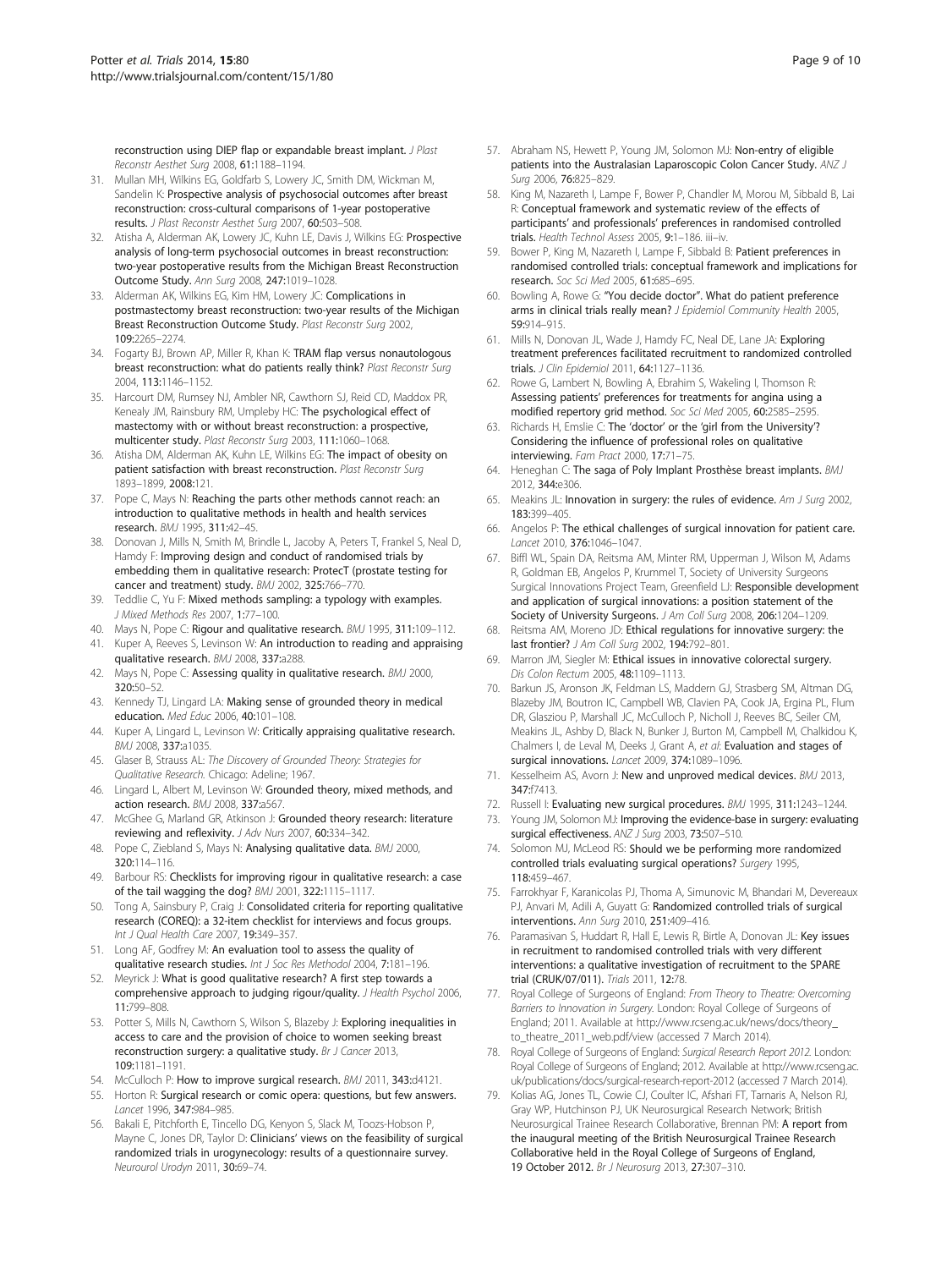reconstruction using DIEP flap or expandable breast implant. *J Plast Reconstr Aesthet Surg* 2008, **61**:1188–1194.

31. Mullan MH, Wilkins EG, Goldfarb S, Lowery JC, Smith DM, Wickman M, Sandelin K: **Prospective analysis of psychosocial outcomes after breast reconstruction: cross-cultural comparisons of 1-year postoperative results.** *J Plast Reconstr Aesthet Surg* 2007, **60**:503–508.
32. Atisha A, Alderman AK, Lowery JC, Kuhn LE, Davis J, Wilkins EG: **Prospective analysis of long-term psychosocial outcomes in breast reconstruction: two-year postoperative results from the Michigan Breast Reconstruction Outcome Study.** *Ann Surg* 2008, **247**:1019–1028.
33. Alderman AK, Wilkins EG, Kim HM, Lowery JC: **Complications in postmastectomy breast reconstruction: two-year results of the Michigan Breast Reconstruction Outcome Study.** *Plast Reconstr Surg* 2002, **109**:2265–2274.
34. Fogarty BJ, Brown AP, Miller R, Khan K: **TRAM flap versus nonautologous breast reconstruction: what do patients really think?** *Plast Reconstr Surg* 2004, **113**:1146–1152.
35. Harcourt DM, Rumsey NJ, Ambler NR, Cawthorn SJ, Reid CD, Maddox PR, Kenealy JM, Rainsbury RM, Umpleby HC: **The psychological effect of mastectomy with or without breast reconstruction: a prospective, multicenter study.** *Plast Reconstr Surg* 2003, **111**:1060–1068.
36. Atisha DM, Alderman AK, Kuhn LE, Wilkins EG: **The impact of obesity on patient satisfaction with breast reconstruction.** *Plast Reconstr Surg* 1893–1899, **2008**:121.
37. Pope C, Mays N: **Reaching the parts other methods cannot reach: an introduction to qualitative methods in health and health services research.** *BMJ* 1995, **311**:42–45.
38. Donovan J, Mills N, Smith M, Brindle L, Jacoby A, Peters T, Frankel S, Neal D, Hamdy F: **Improving design and conduct of randomised trials by embedding them in qualitative research: ProtecT (prostate testing for cancer and treatment) study.** *BMJ* 2002, **325**:766–770.
39. Teddlie C, Yu F: **Mixed methods sampling: a typology with examples.** *J Mixed Methods Res* 2007, **1**:77–100.
40. Mays N, Pope C: **Rigour and qualitative research.** *BMJ* 1995, **311**:109–112.
41. Kuper A, Reeves S, Levinson W: **An introduction to reading and appraising qualitative research.** *BMJ* 2008, **337**:a288.
42. Mays N, Pope C: **Assessing quality in qualitative research.** *BMJ* 2000, **320**:50–52.
43. Kennedy TJ, Lingard LA: **Making sense of grounded theory in medical education.** *Med Educ* 2006, **40**:101–108.
44. Kuper A, Lingard L, Levinson W: **Critically appraising qualitative research.** *BMJ* 2008, **337**:a1035.
45. Glaser B, Strauss AL: *The Discovery of Grounded Theory: Strategies for Qualitative Research.* Chicago: Adeline; 1967.
46. Lingard L, Albert M, Levinson W: **Grounded theory, mixed methods, and action research.** *BMJ* 2008, **337**:a567.
47. McGhee G, Marland GR, Atkinson J: **Grounded theory research: literature reviewing and reflexivity.** *J Adv Nurs* 2007, **60**:334–342.
48. Pope C, Ziebland S, Mays N: **Analysing qualitative data.** *BMJ* 2000, **320**:114–116.
49. Barbour RS: **Checklists for improving rigour in qualitative research: a case of the tail wagging the dog?** *BMJ* 2001, **322**:1115–1117.
50. Tong A, Sainsbury P, Craig J: **Consolidated criteria for reporting qualitative research (COREQ): a 32-item checklist for interviews and focus groups.** *Int J Qual Health Care* 2007, **19**:349–357.
51. Long AF, Godfrey M: **An evaluation tool to assess the quality of qualitative research studies.** *Int J Soc Res Methodol* 2004, **7**:181–196.
52. Meyrick J: **What is good qualitative research? A first step towards a comprehensive approach to judging rigour/quality.** *J Health Psychol* 2006, **11**:799–808.
53. Potter S, Mills N, Cawthorn S, Wilson S, Blazeby J: **Exploring inequalities in access to care and the provision of choice to women seeking breast reconstruction surgery: a qualitative study.** *Br J Cancer* 2013, **109**:1181–1191.
54. McCulloch P: **How to improve surgical research.** *BMJ* 2011, **343**:d4121.
55. Horton R: **Surgical research or comic opera: questions, but few answers.** *Lancet* 1996, **347**:984–985.
56. Bakali E, Pitchforth E, Tincello DG, Kenyon S, Slack M, Toozs-Hobson P, Mayne C, Jones DR, Taylor D: **Clinicians' views on the feasibility of surgical randomized trials in urogynecology: results of a questionnaire survey.** *Neurourol Urodyn* 2011, **30**:69–74.
57. Abraham NS, Hewett P, Young JM, Solomon MJ: **Non-entry of eligible patients into the Australasian Laparoscopic Colon Cancer Study.** *ANZ J Surg* 2006, **76**:825–829.
58. King M, Nazareth I, Lampe F, Bower P, Chandler M, Morou M, Sibbald B, Lai R: **Conceptual framework and systematic review of the effects of participants' and professionals' preferences in randomised controlled trials.** *Health Technol Assess* 2005, **9**:1–186. iii–iv.
59. Bower P, King M, Nazareth I, Lampe F, Sibbald B: **Patient preferences in randomised controlled trials: conceptual framework and implications for research.** *Soc Sci Med* 2005, **61**:685–695.
60. Bowling A, Rowe G: **"You decide doctor". What do patient preference arms in clinical trials really mean?** *J Epidemiol Community Health* 2005, **59**:914–915.
61. Mills N, Donovan JL, Wade J, Hamdy FC, Neal DE, Lane JA: **Exploring treatment preferences facilitated recruitment to randomized controlled trials.** *J Clin Epidemiol* 2011, **64**:1127–1136.
62. Rowe G, Lambert N, Bowling A, Ebrahim S, Wakeling I, Thomson R: **Assessing patients' preferences for treatments for angina using a modified repertory grid method.** *Soc Sci Med* 2005, **60**:2585–2595.
63. Richards H, Emslie C: **The 'doctor' or the 'girl from the University'? Considering the influence of professional roles on qualitative interviewing.** *Fam Pract* 2000, **17**:71–75.
64. Heneghan C: **The saga of Poly Implant Prosthèse breast implants.** *BMJ* 2012, **344**:e306.
65. Meakins JL: **Innovation in surgery: the rules of evidence.** *Am J Surg* 2002, **183**:399–405.
66. Angelos P: **The ethical challenges of surgical innovation for patient care.** *Lancet* 2010, **376**:1046–1047.
67. Biffl WL, Spain DA, Reitsma AM, Minter RM, Upperman J, Wilson M, Adams R, Goldman EB, Angelos P, Krummel T, Society of University Surgeons Surgical Innovations Project Team, Greenfield LJ: **Responsible development and application of surgical innovations: a position statement of the Society of University Surgeons.** *J Am Coll Surg* 2008, **206**:1204–1209.
68. Reitsma AM, Moreno JD: **Ethical regulations for innovative surgery: the last frontier?** *J Am Coll Surg* 2002, **194**:792–801.
69. Marron JM, Siegler M: **Ethical issues in innovative colorectal surgery.** *Dis Colon Rectum* 2005, **48**:1109–1113.
70. Barkun JS, Aronson JK, Feldman LS, Maddern GJ, Strasberg SM, Altman DG, Blazeby JM, Boutron IC, Campbell WB, Clavien PA, Cook JA, Ergina PL, Flum DR, Glasziou P, Marshall JC, McCulloch P, Nicholl J, Reeves BC, Seiler CM, Meakins JL, Ashby D, Black N, Bunker J, Burton M, Campbell M, Chalkidou K, Chalmers I, de Leval M, Deeks J, Grant A, *et al*: **Evaluation and stages of surgical innovations.** *Lancet* 2009, **374**:1089–1096.
71. Kesselheim AS, Avorn J: **New and unproved medical devices.** *BMJ* 2013, **347**:f7413.
72. Russell I: **Evaluating new surgical procedures.** *BMJ* 1995, **311**:1243–1244.
73. Young JM, Solomon MJ: **Improving the evidence-base in surgery: evaluating surgical effectiveness.** *ANZ J Surg* 2003, **73**:507–510.
74. Solomon MJ, McLeod RS: **Should we be performing more randomized controlled trials evaluating surgical operations?** *Surgery* 1995, **118**:459–467.
75. Farrokhyar F, Karanicolas PJ, Thoma A, Simunovic M, Bhandari M, Devereaux PJ, Anvari M, Adili A, Guyatt G: **Randomized controlled trials of surgical interventions.** *Ann Surg* 2010, **251**:409–416.
76. Paramasivan S, Huddart R, Hall E, Lewis R, Birtle A, Donovan JL: **Key issues in recruitment to randomised controlled trials with very different interventions: a qualitative investigation of recruitment to the SPARE trial (CRUK/07/011).** *Trials* 2011, **12**:78.
77. Royal College of Surgeons of England: *From Theory to Theatre: Overcoming Barriers to Innovation in Surgery.* London: Royal College of Surgeons of England; 2011. Available at http://www.rcseng.ac.uk/news/docs/theory_to_theatre_2011_web.pdf/view (accessed 7 March 2014).
78. Royal College of Surgeons of England: *Surgical Research Report 2012.* London: Royal College of Surgeons of England; 2012. Available at http://www.rcseng.ac.uk/publications/docs/surgical-research-report-2012 (accessed 7 March 2014).
79. Kolias AG, Jones TL, Cowie CJ, Coulter IC, Afshari FT, Tarnaris A, Nelson RJ, Gray WP, Hutchinson PJ, UK Neurosurgical Research Network; British Neurosurgical Trainee Research Collaborative, Brennan PM: **A report from the inaugural meeting of the British Neurosurgical Trainee Research Collaborative held in the Royal College of Surgeons of England, 19 October 2012.** *Br J Neurosurg* 2013, **27**:307–310.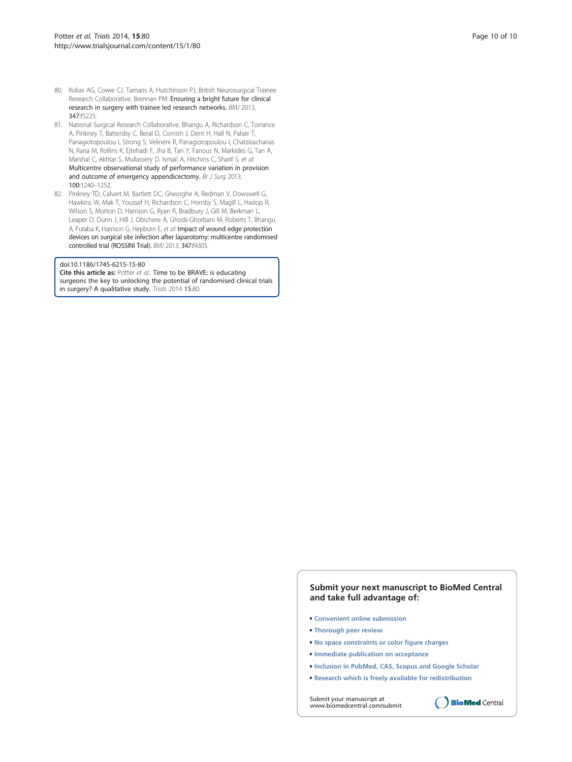80. Kolias AG, Cowie CJ, Tarnaris A, Hutchinson PJ, British Neurosurgical Trainee Research Collaborative, Brennan PM: **Ensuring a bright future for clinical research in surgery with trainee led research networks.** *BMJ* 2013, **347:**f5225.
81. National Surgical Research Collaborative, Bhangu A, Richardson C, Torrance A, Pinkney T, Battersby C, Beral D, Cornish J, Dent H, Hall N, Palser T, Panagiotopoulou I, Strong S, Velineni R, Panagiotopoulou I, Chatzizacharias N, Rana M, Rollins K, Ejtehadi F, Jha B, Tan Y, Fanous N, Markides G, Tan A, Marshal C, Akhtar S, Mullassery D, Ismail A, Hitchins C, Sharif S, *et al*: **Multicentre observational study of performance variation in provision and outcome of emergency appendicectomy.** *Br J Surg* 2013, **100:**1240–1252.
82. Pinkney TD, Calvert M, Bartlett DC, Gheorghe A, Redman V, Dowswell G, Hawkins W, Mak T, Youssef H, Richardson C, Hornby S, Magill L, Haslop R, Wilson S, Morton D, Harrison G, Ryan R, Bradbury J, Gill M, Berkman L, Leaper D, Dunn J, Hill J, Obichere A, Ghods-Ghorbani M, Roberts T, Bhangu A, Futaba K, Harrison G, Hepburn E, *et al*: **Impact of wound edge protection devices on surgical site infection after laparotomy: multicentre randomised controlled trial (ROSSINI Trial).** *BMJ* 2013, **347:**f4305.

doi:10.1186/1745-6215-15-80

**Cite this article as:** Potter *et al.*: Time to be BRAVE: is educating surgeons the key to unlocking the potential of randomised clinical trials in surgery? A qualitative study. *Trials* 2014 **15**:80.

**Submit your next manuscript to BioMed Central and take full advantage of:**

- **Convenient online submission**
- **Thorough peer review**
- **No space constraints or color figure charges**
- **Immediate publication on acceptance**
- **Inclusion in PubMed, CAS, Scopus and Google Scholar**
- **Research which is freely available for redistribution**

Submit your manuscript at
www.biomedcentral.com/submit

BioMed Central